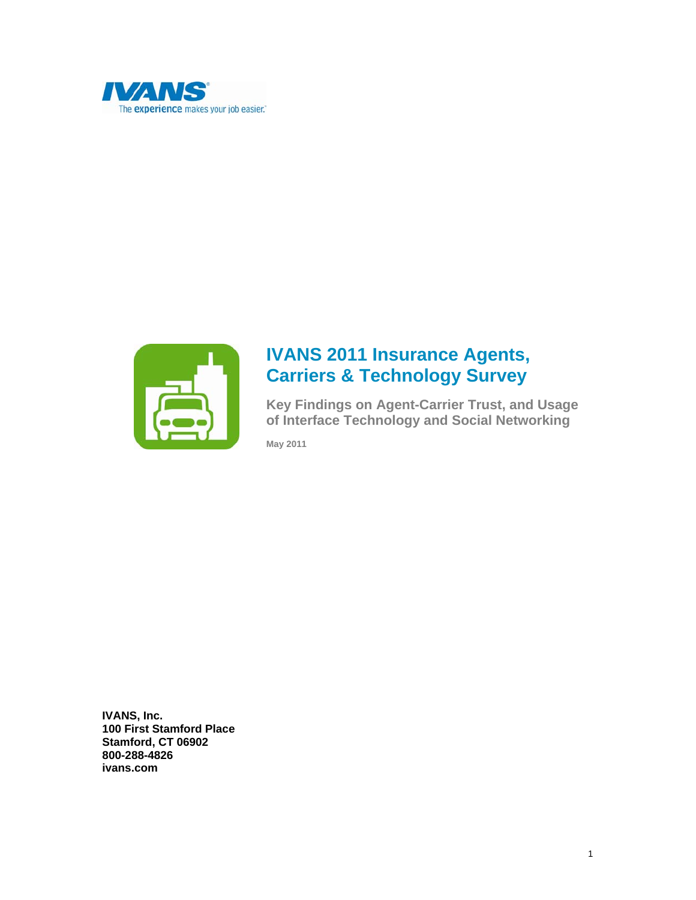IVANS®

The **experience** makes your job easier.™

# IVANS 2011 Insurance Agents, Carriers & Technology Survey

## Key Findings on Agent-Carrier Trust, and Usage of Interface Technology and Social Networking

May 2011

**IVANS, Inc.**
**100 First Stamford Place**
**Stamford, CT 06902**
**800-288-4826**
**ivans.com**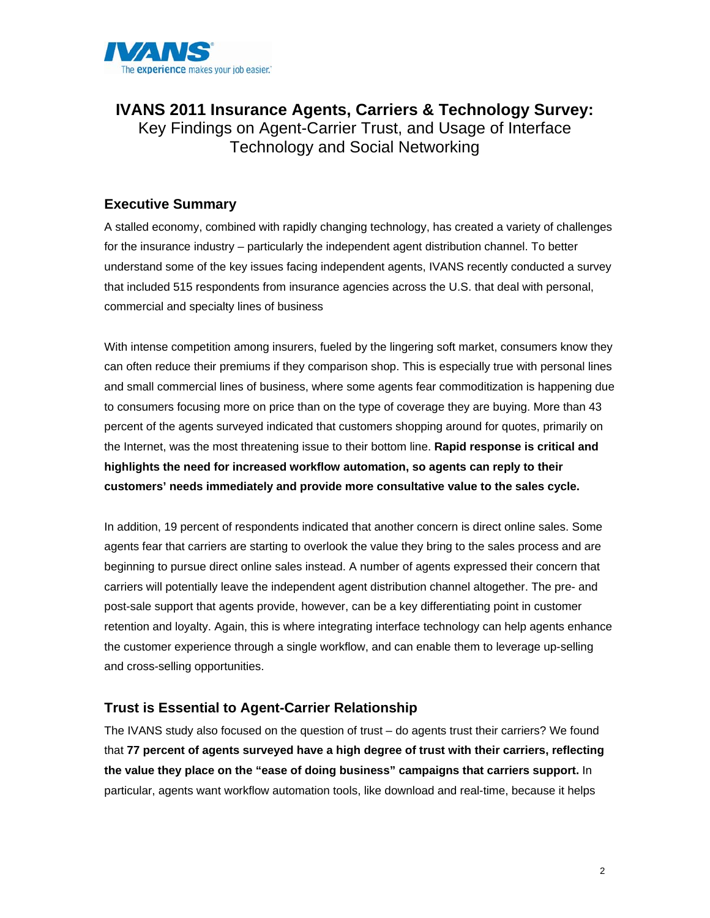# IVANS 2011 Insurance Agents, Carriers & Technology Survey:

Key Findings on Agent-Carrier Trust, and Usage of Interface Technology and Social Networking

## Executive Summary

A stalled economy, combined with rapidly changing technology, has created a variety of challenges for the insurance industry – particularly the independent agent distribution channel. To better understand some of the key issues facing independent agents, IVANS recently conducted a survey that included 515 respondents from insurance agencies across the U.S. that deal with personal, commercial and specialty lines of business

With intense competition among insurers, fueled by the lingering soft market, consumers know they can often reduce their premiums if they comparison shop. This is especially true with personal lines and small commercial lines of business, where some agents fear commoditization is happening due to consumers focusing more on price than on the type of coverage they are buying. More than 43 percent of the agents surveyed indicated that customers shopping around for quotes, primarily on the Internet, was the most threatening issue to their bottom line. **Rapid response is critical and highlights the need for increased workflow automation, so agents can reply to their customers' needs immediately and provide more consultative value to the sales cycle.**

In addition, 19 percent of respondents indicated that another concern is direct online sales. Some agents fear that carriers are starting to overlook the value they bring to the sales process and are beginning to pursue direct online sales instead. A number of agents expressed their concern that carriers will potentially leave the independent agent distribution channel altogether. The pre- and post-sale support that agents provide, however, can be a key differentiating point in customer retention and loyalty. Again, this is where integrating interface technology can help agents enhance the customer experience through a single workflow, and can enable them to leverage up-selling and cross-selling opportunities.

## Trust is Essential to Agent-Carrier Relationship

The IVANS study also focused on the question of trust – do agents trust their carriers? We found that **77 percent of agents surveyed have a high degree of trust with their carriers, reflecting the value they place on the "ease of doing business" campaigns that carriers support.** In particular, agents want workflow automation tools, like download and real-time, because it helps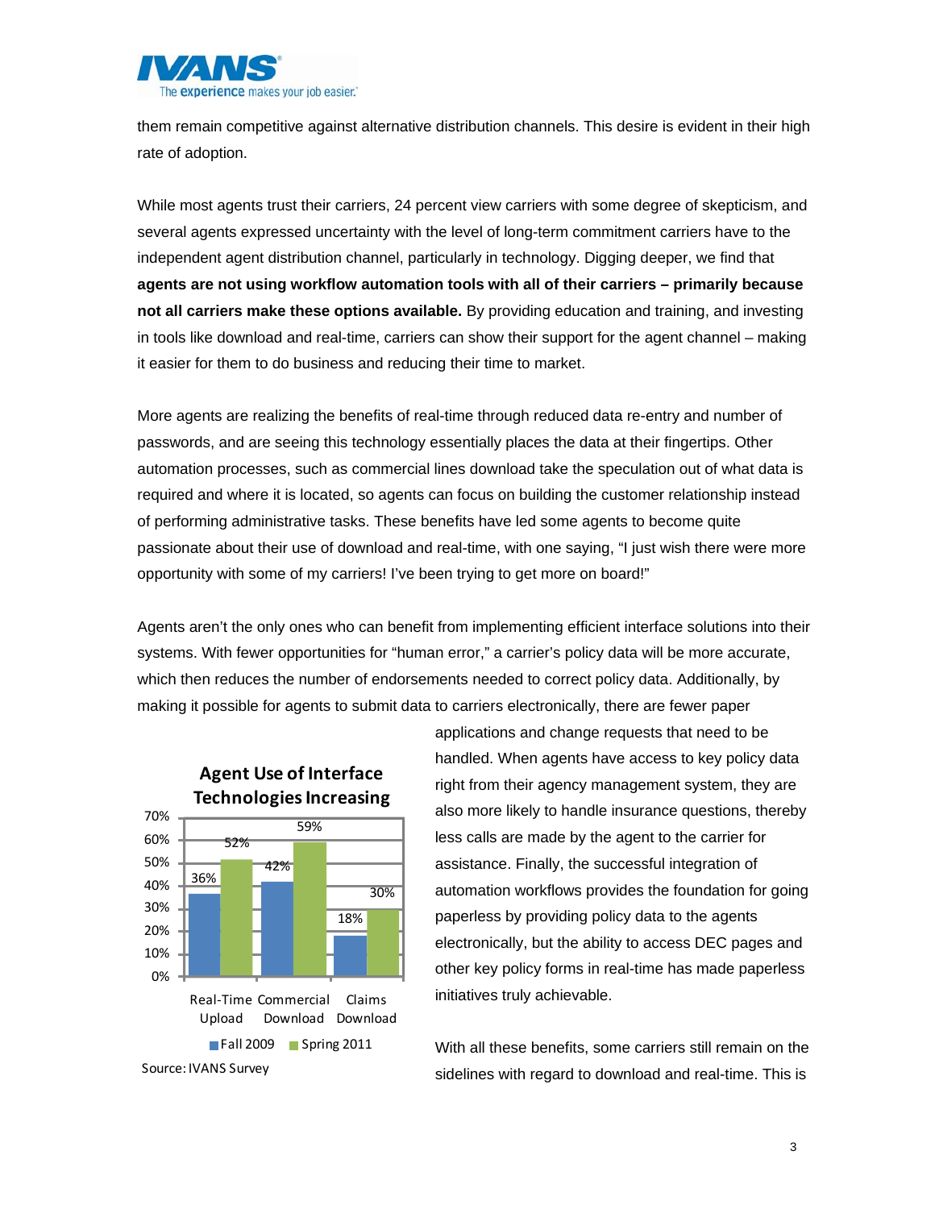them remain competitive against alternative distribution channels. This desire is evident in their high rate of adoption.

While most agents trust their carriers, 24 percent view carriers with some degree of skepticism, and several agents expressed uncertainty with the level of long-term commitment carriers have to the independent agent distribution channel, particularly in technology. Digging deeper, we find that **agents are not using workflow automation tools with all of their carriers – primarily because not all carriers make these options available.** By providing education and training, and investing in tools like download and real-time, carriers can show their support for the agent channel – making it easier for them to do business and reducing their time to market.

More agents are realizing the benefits of real-time through reduced data re-entry and number of passwords, and are seeing this technology essentially places the data at their fingertips. Other automation processes, such as commercial lines download take the speculation out of what data is required and where it is located, so agents can focus on building the customer relationship instead of performing administrative tasks. These benefits have led some agents to become quite passionate about their use of download and real-time, with one saying, "I just wish there were more opportunity with some of my carriers! I've been trying to get more on board!"

Agents aren't the only ones who can benefit from implementing efficient interface solutions into their systems. With fewer opportunities for "human error," a carrier's policy data will be more accurate, which then reduces the number of endorsements needed to correct policy data. Additionally, by making it possible for agents to submit data to carriers electronically, there are fewer paper applications and change requests that need to be handled. When agents have access to key policy data right from their agency management system, they are also more likely to handle insurance questions, thereby less calls are made by the agent to the carrier for assistance. Finally, the successful integration of automation workflows provides the foundation for going paperless by providing policy data to the agents electronically, but the ability to access DEC pages and other key policy forms in real-time has made paperless initiatives truly achievable.

**Agent Use of Interface Technologies Increasing**

| | Fall 2009 | Spring 2011 |
|---|---|---|
| Real-Time Upload | 36% | 52% |
| Commercial Download | 42% | 59% |
| Claims Download | 18% | 30% |

Source: IVANS Survey

With all these benefits, some carriers still remain on the sidelines with regard to download and real-time. This is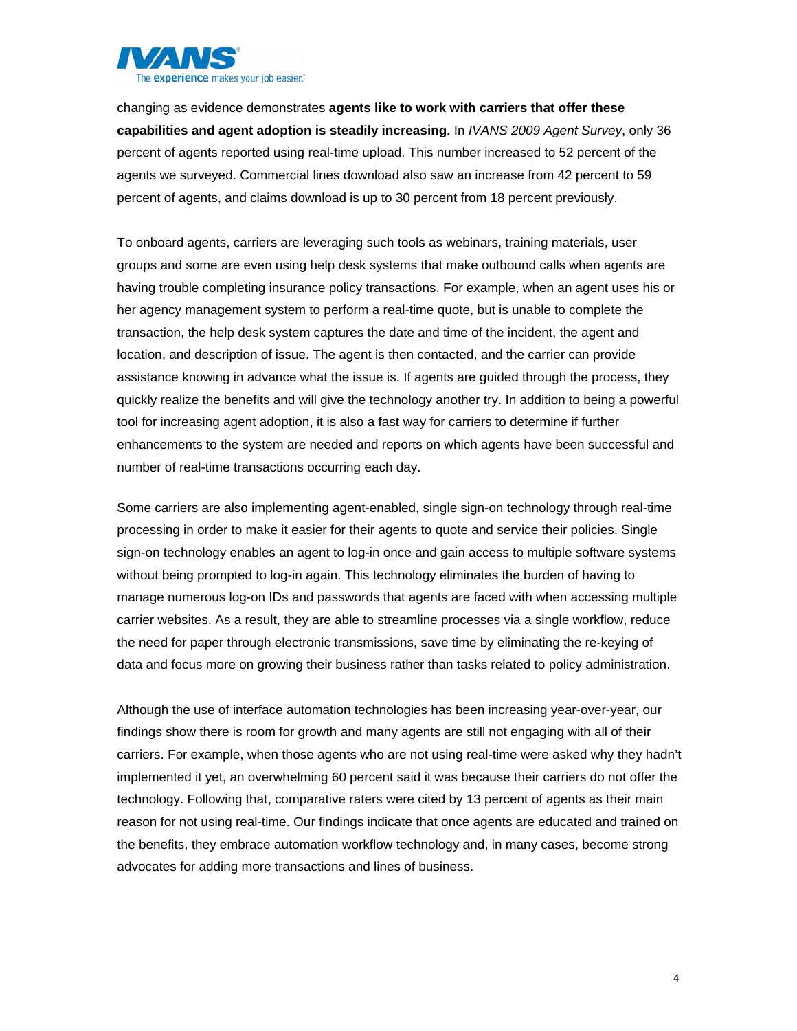changing as evidence demonstrates **agents like to work with carriers that offer these capabilities and agent adoption is steadily increasing.** In *IVANS 2009 Agent Survey*, only 36 percent of agents reported using real-time upload. This number increased to 52 percent of the agents we surveyed. Commercial lines download also saw an increase from 42 percent to 59 percent of agents, and claims download is up to 30 percent from 18 percent previously.

To onboard agents, carriers are leveraging such tools as webinars, training materials, user groups and some are even using help desk systems that make outbound calls when agents are having trouble completing insurance policy transactions. For example, when an agent uses his or her agency management system to perform a real-time quote, but is unable to complete the transaction, the help desk system captures the date and time of the incident, the agent and location, and description of issue. The agent is then contacted, and the carrier can provide assistance knowing in advance what the issue is. If agents are guided through the process, they quickly realize the benefits and will give the technology another try. In addition to being a powerful tool for increasing agent adoption, it is also a fast way for carriers to determine if further enhancements to the system are needed and reports on which agents have been successful and number of real-time transactions occurring each day.

Some carriers are also implementing agent-enabled, single sign-on technology through real-time processing in order to make it easier for their agents to quote and service their policies. Single sign-on technology enables an agent to log-in once and gain access to multiple software systems without being prompted to log-in again. This technology eliminates the burden of having to manage numerous log-on IDs and passwords that agents are faced with when accessing multiple carrier websites. As a result, they are able to streamline processes via a single workflow, reduce the need for paper through electronic transmissions, save time by eliminating the re-keying of data and focus more on growing their business rather than tasks related to policy administration.

Although the use of interface automation technologies has been increasing year-over-year, our findings show there is room for growth and many agents are still not engaging with all of their carriers. For example, when those agents who are not using real-time were asked why they hadn't implemented it yet, an overwhelming 60 percent said it was because their carriers do not offer the technology. Following that, comparative raters were cited by 13 percent of agents as their main reason for not using real-time. Our findings indicate that once agents are educated and trained on the benefits, they embrace automation workflow technology and, in many cases, become strong advocates for adding more transactions and lines of business.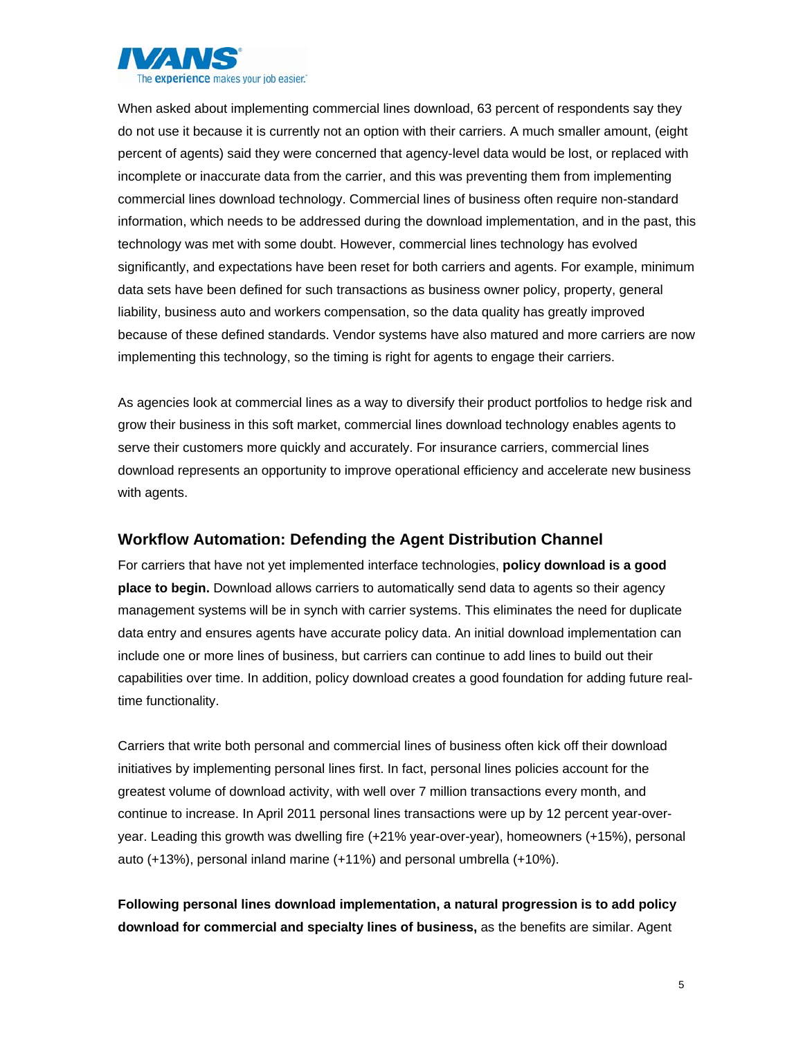When asked about implementing commercial lines download, 63 percent of respondents say they do not use it because it is currently not an option with their carriers. A much smaller amount, (eight percent of agents) said they were concerned that agency-level data would be lost, or replaced with incomplete or inaccurate data from the carrier, and this was preventing them from implementing commercial lines download technology. Commercial lines of business often require non-standard information, which needs to be addressed during the download implementation, and in the past, this technology was met with some doubt. However, commercial lines technology has evolved significantly, and expectations have been reset for both carriers and agents. For example, minimum data sets have been defined for such transactions as business owner policy, property, general liability, business auto and workers compensation, so the data quality has greatly improved because of these defined standards. Vendor systems have also matured and more carriers are now implementing this technology, so the timing is right for agents to engage their carriers.

As agencies look at commercial lines as a way to diversify their product portfolios to hedge risk and grow their business in this soft market, commercial lines download technology enables agents to serve their customers more quickly and accurately. For insurance carriers, commercial lines download represents an opportunity to improve operational efficiency and accelerate new business with agents.

## Workflow Automation: Defending the Agent Distribution Channel

For carriers that have not yet implemented interface technologies, **policy download is a good place to begin.** Download allows carriers to automatically send data to agents so their agency management systems will be in synch with carrier systems. This eliminates the need for duplicate data entry and ensures agents have accurate policy data. An initial download implementation can include one or more lines of business, but carriers can continue to add lines to build out their capabilities over time. In addition, policy download creates a good foundation for adding future real-time functionality.

Carriers that write both personal and commercial lines of business often kick off their download initiatives by implementing personal lines first. In fact, personal lines policies account for the greatest volume of download activity, with well over 7 million transactions every month, and continue to increase. In April 2011 personal lines transactions were up by 12 percent year-over-year. Leading this growth was dwelling fire (+21% year-over-year), homeowners (+15%), personal auto (+13%), personal inland marine (+11%) and personal umbrella (+10%).

**Following personal lines download implementation, a natural progression is to add policy download for commercial and specialty lines of business,** as the benefits are similar. Agent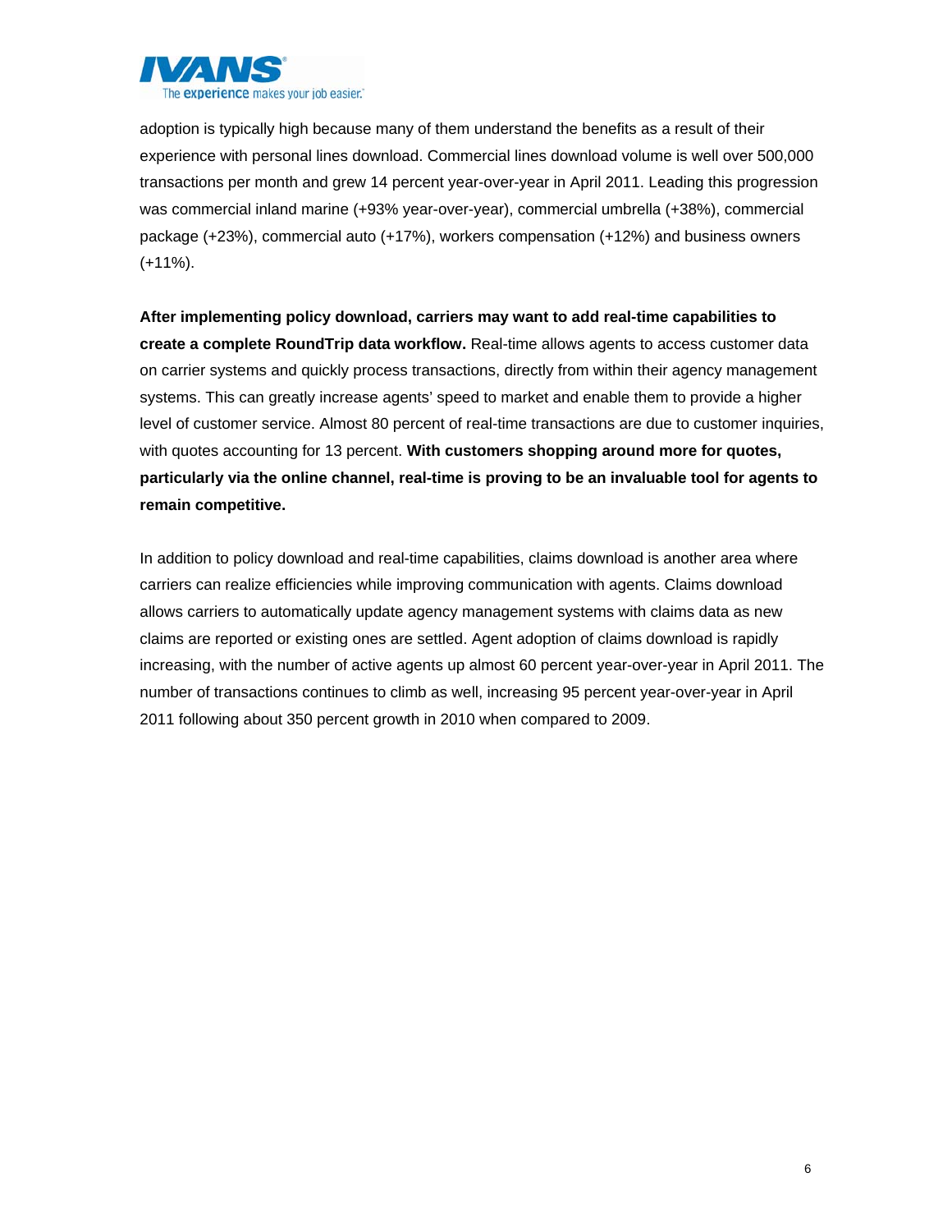adoption is typically high because many of them understand the benefits as a result of their experience with personal lines download. Commercial lines download volume is well over 500,000 transactions per month and grew 14 percent year-over-year in April 2011. Leading this progression was commercial inland marine (+93% year-over-year), commercial umbrella (+38%), commercial package (+23%), commercial auto (+17%), workers compensation (+12%) and business owners (+11%).

**After implementing policy download, carriers may want to add real-time capabilities to create a complete RoundTrip data workflow.** Real-time allows agents to access customer data on carrier systems and quickly process transactions, directly from within their agency management systems. This can greatly increase agents' speed to market and enable them to provide a higher level of customer service. Almost 80 percent of real-time transactions are due to customer inquiries, with quotes accounting for 13 percent. **With customers shopping around more for quotes, particularly via the online channel, real-time is proving to be an invaluable tool for agents to remain competitive.**

In addition to policy download and real-time capabilities, claims download is another area where carriers can realize efficiencies while improving communication with agents. Claims download allows carriers to automatically update agency management systems with claims data as new claims are reported or existing ones are settled. Agent adoption of claims download is rapidly increasing, with the number of active agents up almost 60 percent year-over-year in April 2011. The number of transactions continues to climb as well, increasing 95 percent year-over-year in April 2011 following about 350 percent growth in 2010 when compared to 2009.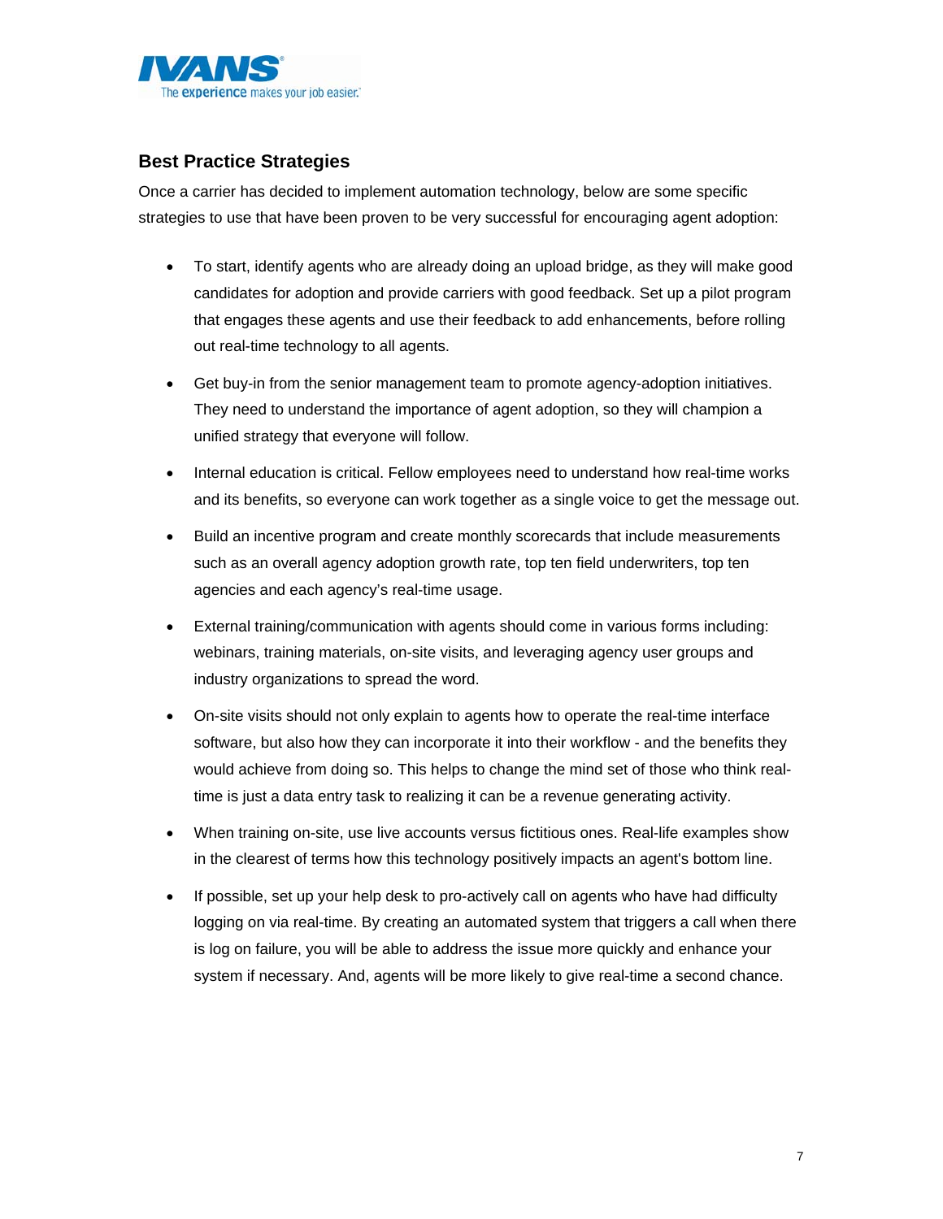## Best Practice Strategies

Once a carrier has decided to implement automation technology, below are some specific strategies to use that have been proven to be very successful for encouraging agent adoption:

- To start, identify agents who are already doing an upload bridge, as they will make good candidates for adoption and provide carriers with good feedback. Set up a pilot program that engages these agents and use their feedback to add enhancements, before rolling out real-time technology to all agents.
- Get buy-in from the senior management team to promote agency-adoption initiatives. They need to understand the importance of agent adoption, so they will champion a unified strategy that everyone will follow.
- Internal education is critical. Fellow employees need to understand how real-time works and its benefits, so everyone can work together as a single voice to get the message out.
- Build an incentive program and create monthly scorecards that include measurements such as an overall agency adoption growth rate, top ten field underwriters, top ten agencies and each agency's real-time usage.
- External training/communication with agents should come in various forms including: webinars, training materials, on-site visits, and leveraging agency user groups and industry organizations to spread the word.
- On-site visits should not only explain to agents how to operate the real-time interface software, but also how they can incorporate it into their workflow - and the benefits they would achieve from doing so. This helps to change the mind set of those who think real-time is just a data entry task to realizing it can be a revenue generating activity.
- When training on-site, use live accounts versus fictitious ones. Real-life examples show in the clearest of terms how this technology positively impacts an agent's bottom line.
- If possible, set up your help desk to pro-actively call on agents who have had difficulty logging on via real-time. By creating an automated system that triggers a call when there is log on failure, you will be able to address the issue more quickly and enhance your system if necessary. And, agents will be more likely to give real-time a second chance.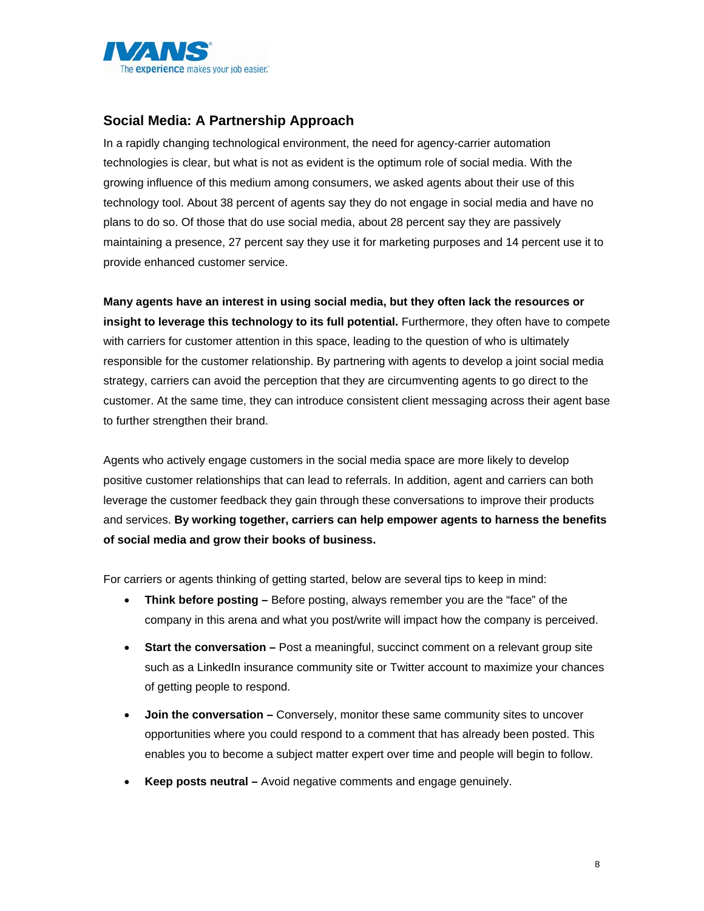## Social Media: A Partnership Approach

In a rapidly changing technological environment, the need for agency-carrier automation technologies is clear, but what is not as evident is the optimum role of social media. With the growing influence of this medium among consumers, we asked agents about their use of this technology tool. About 38 percent of agents say they do not engage in social media and have no plans to do so. Of those that do use social media, about 28 percent say they are passively maintaining a presence, 27 percent say they use it for marketing purposes and 14 percent use it to provide enhanced customer service.

**Many agents have an interest in using social media, but they often lack the resources or insight to leverage this technology to its full potential.** Furthermore, they often have to compete with carriers for customer attention in this space, leading to the question of who is ultimately responsible for the customer relationship. By partnering with agents to develop a joint social media strategy, carriers can avoid the perception that they are circumventing agents to go direct to the customer. At the same time, they can introduce consistent client messaging across their agent base to further strengthen their brand.

Agents who actively engage customers in the social media space are more likely to develop positive customer relationships that can lead to referrals. In addition, agent and carriers can both leverage the customer feedback they gain through these conversations to improve their products and services. **By working together, carriers can help empower agents to harness the benefits of social media and grow their books of business.**

For carriers or agents thinking of getting started, below are several tips to keep in mind:

- **Think before posting –** Before posting, always remember you are the "face" of the company in this arena and what you post/write will impact how the company is perceived.
- **Start the conversation –** Post a meaningful, succinct comment on a relevant group site such as a LinkedIn insurance community site or Twitter account to maximize your chances of getting people to respond.
- **Join the conversation –** Conversely, monitor these same community sites to uncover opportunities where you could respond to a comment that has already been posted. This enables you to become a subject matter expert over time and people will begin to follow.
- **Keep posts neutral –** Avoid negative comments and engage genuinely.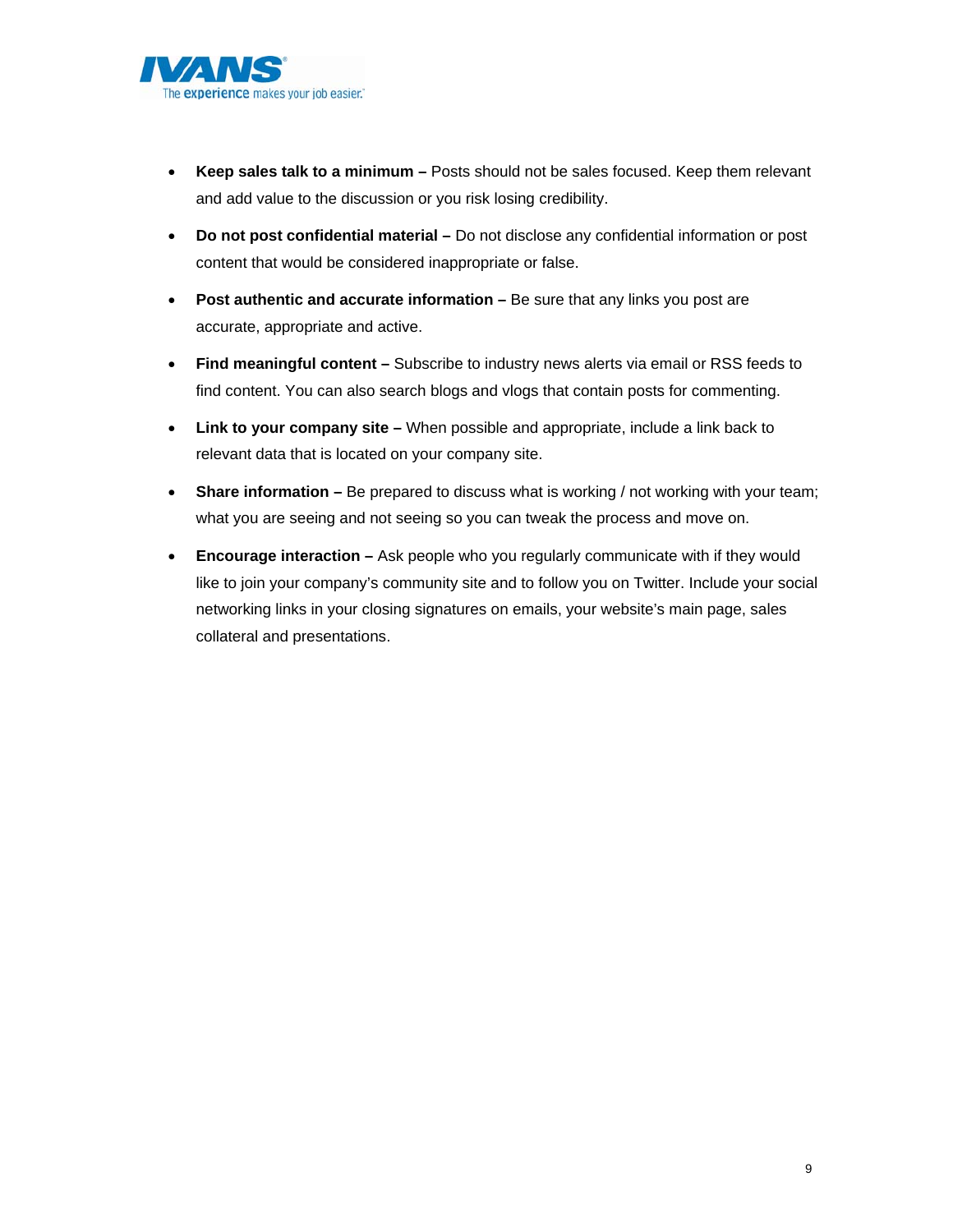- **Keep sales talk to a minimum –** Posts should not be sales focused. Keep them relevant and add value to the discussion or you risk losing credibility.
- **Do not post confidential material –** Do not disclose any confidential information or post content that would be considered inappropriate or false.
- **Post authentic and accurate information –** Be sure that any links you post are accurate, appropriate and active.
- **Find meaningful content –** Subscribe to industry news alerts via email or RSS feeds to find content. You can also search blogs and vlogs that contain posts for commenting.
- **Link to your company site –** When possible and appropriate, include a link back to relevant data that is located on your company site.
- **Share information –** Be prepared to discuss what is working / not working with your team; what you are seeing and not seeing so you can tweak the process and move on.
- **Encourage interaction –** Ask people who you regularly communicate with if they would like to join your company's community site and to follow you on Twitter. Include your social networking links in your closing signatures on emails, your website's main page, sales collateral and presentations.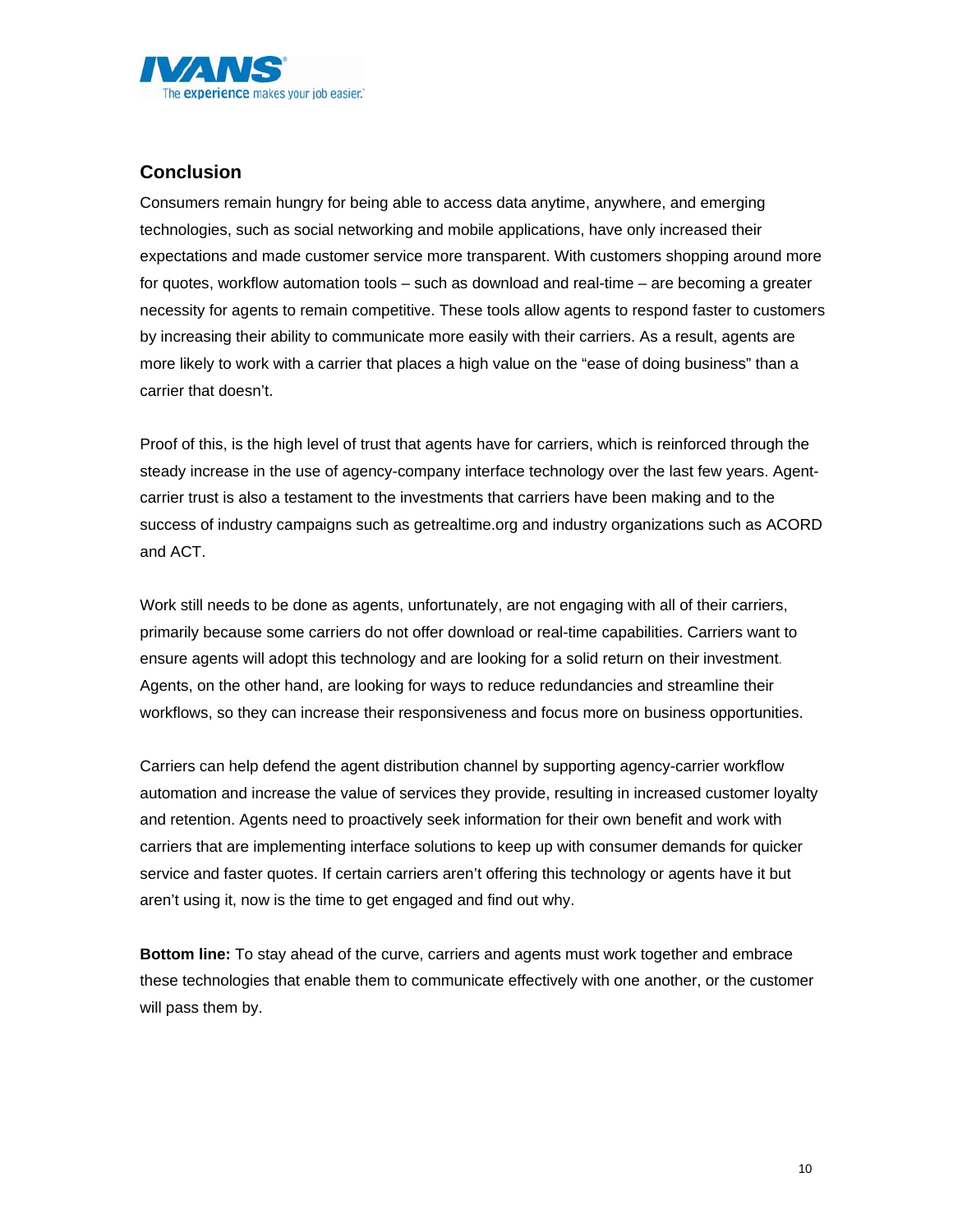## Conclusion

Consumers remain hungry for being able to access data anytime, anywhere, and emerging technologies, such as social networking and mobile applications, have only increased their expectations and made customer service more transparent. With customers shopping around more for quotes, workflow automation tools – such as download and real-time – are becoming a greater necessity for agents to remain competitive. These tools allow agents to respond faster to customers by increasing their ability to communicate more easily with their carriers. As a result, agents are more likely to work with a carrier that places a high value on the "ease of doing business" than a carrier that doesn't.

Proof of this, is the high level of trust that agents have for carriers, which is reinforced through the steady increase in the use of agency-company interface technology over the last few years. Agent-carrier trust is also a testament to the investments that carriers have been making and to the success of industry campaigns such as getrealtime.org and industry organizations such as ACORD and ACT.

Work still needs to be done as agents, unfortunately, are not engaging with all of their carriers, primarily because some carriers do not offer download or real-time capabilities. Carriers want to ensure agents will adopt this technology and are looking for a solid return on their investment. Agents, on the other hand, are looking for ways to reduce redundancies and streamline their workflows, so they can increase their responsiveness and focus more on business opportunities.

Carriers can help defend the agent distribution channel by supporting agency-carrier workflow automation and increase the value of services they provide, resulting in increased customer loyalty and retention. Agents need to proactively seek information for their own benefit and work with carriers that are implementing interface solutions to keep up with consumer demands for quicker service and faster quotes. If certain carriers aren't offering this technology or agents have it but aren't using it, now is the time to get engaged and find out why.

**Bottom line:** To stay ahead of the curve, carriers and agents must work together and embrace these technologies that enable them to communicate effectively with one another, or the customer will pass them by.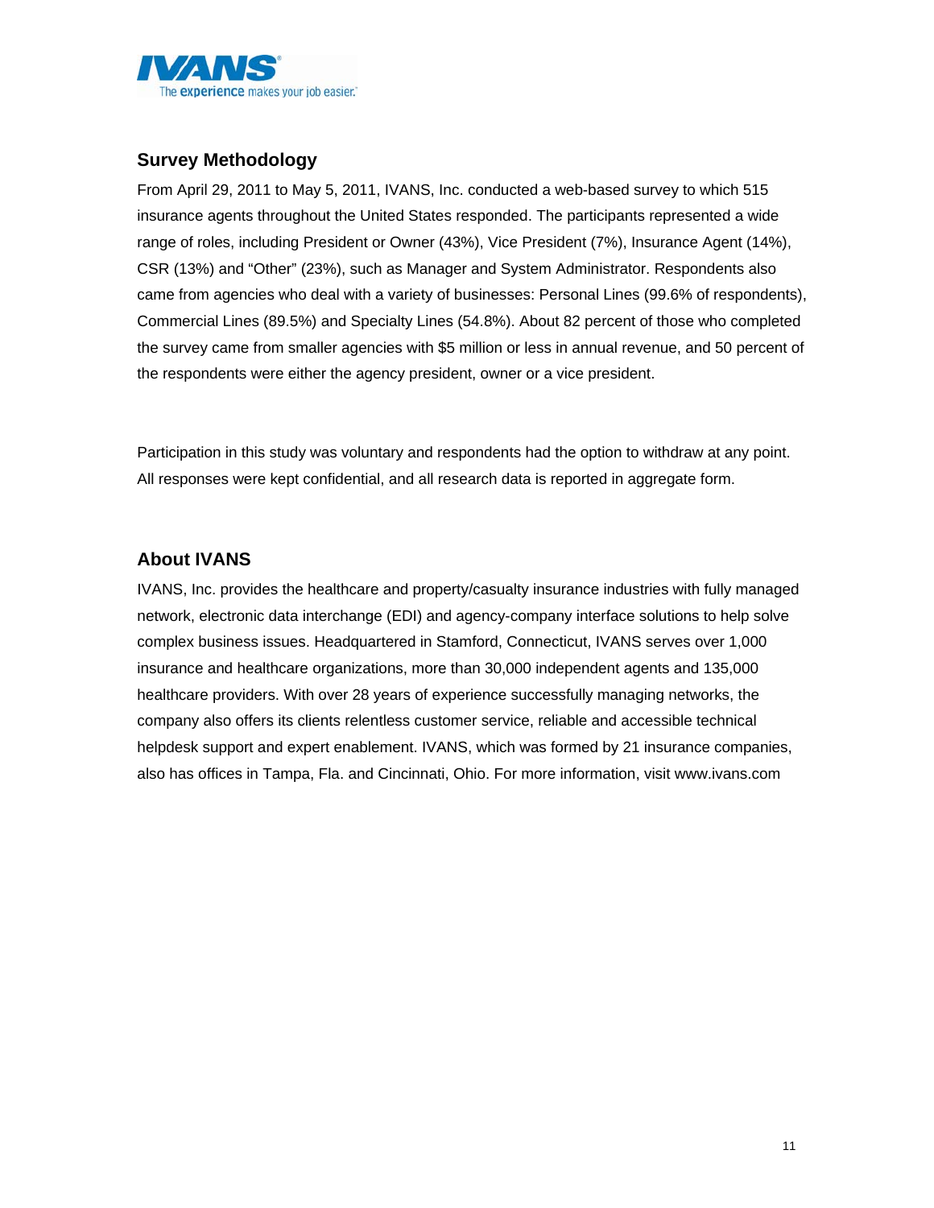## Survey Methodology

From April 29, 2011 to May 5, 2011, IVANS, Inc. conducted a web-based survey to which 515 insurance agents throughout the United States responded. The participants represented a wide range of roles, including President or Owner (43%), Vice President (7%), Insurance Agent (14%), CSR (13%) and "Other" (23%), such as Manager and System Administrator. Respondents also came from agencies who deal with a variety of businesses: Personal Lines (99.6% of respondents), Commercial Lines (89.5%) and Specialty Lines (54.8%). About 82 percent of those who completed the survey came from smaller agencies with $5 million or less in annual revenue, and 50 percent of the respondents were either the agency president, owner or a vice president.

Participation in this study was voluntary and respondents had the option to withdraw at any point. All responses were kept confidential, and all research data is reported in aggregate form.

## About IVANS

IVANS, Inc. provides the healthcare and property/casualty insurance industries with fully managed network, electronic data interchange (EDI) and agency-company interface solutions to help solve complex business issues. Headquartered in Stamford, Connecticut, IVANS serves over 1,000 insurance and healthcare organizations, more than 30,000 independent agents and 135,000 healthcare providers. With over 28 years of experience successfully managing networks, the company also offers its clients relentless customer service, reliable and accessible technical helpdesk support and expert enablement. IVANS, which was formed by 21 insurance companies, also has offices in Tampa, Fla. and Cincinnati, Ohio. For more information, visit www.ivans.com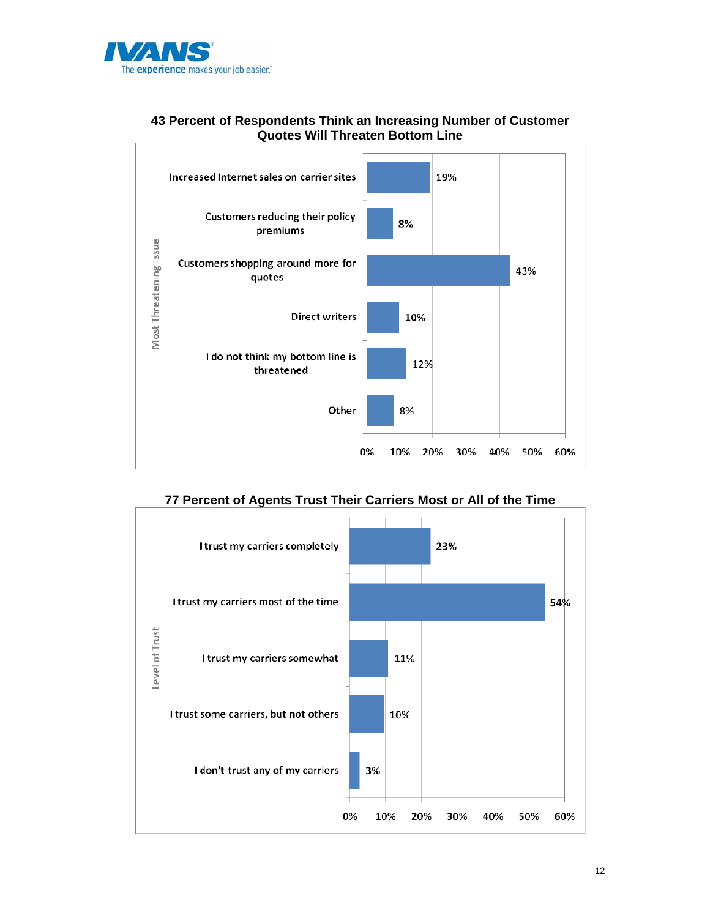### 43 Percent of Respondents Think an Increasing Number of Customer Quotes Will Threaten Bottom Line

| Most Threatening Issue | Percent |
|---|---|
| Increased Internet sales on carrier sites | 19% |
| Customers reducing their policy premiums | 8% |
| Customers shopping around more for quotes | 43% |
| Direct writers | 10% |
| I do not think my bottom line is threatened | 12% |
| Other | 8% |

### 77 Percent of Agents Trust Their Carriers Most or All of the Time

| Level of Trust | Percent |
|---|---|
| I trust my carriers completely | 23% |
| I trust my carriers most of the time | 54% |
| I trust my carriers somewhat | 11% |
| I trust some carriers, but not others | 10% |
| I don't trust any of my carriers | 3% |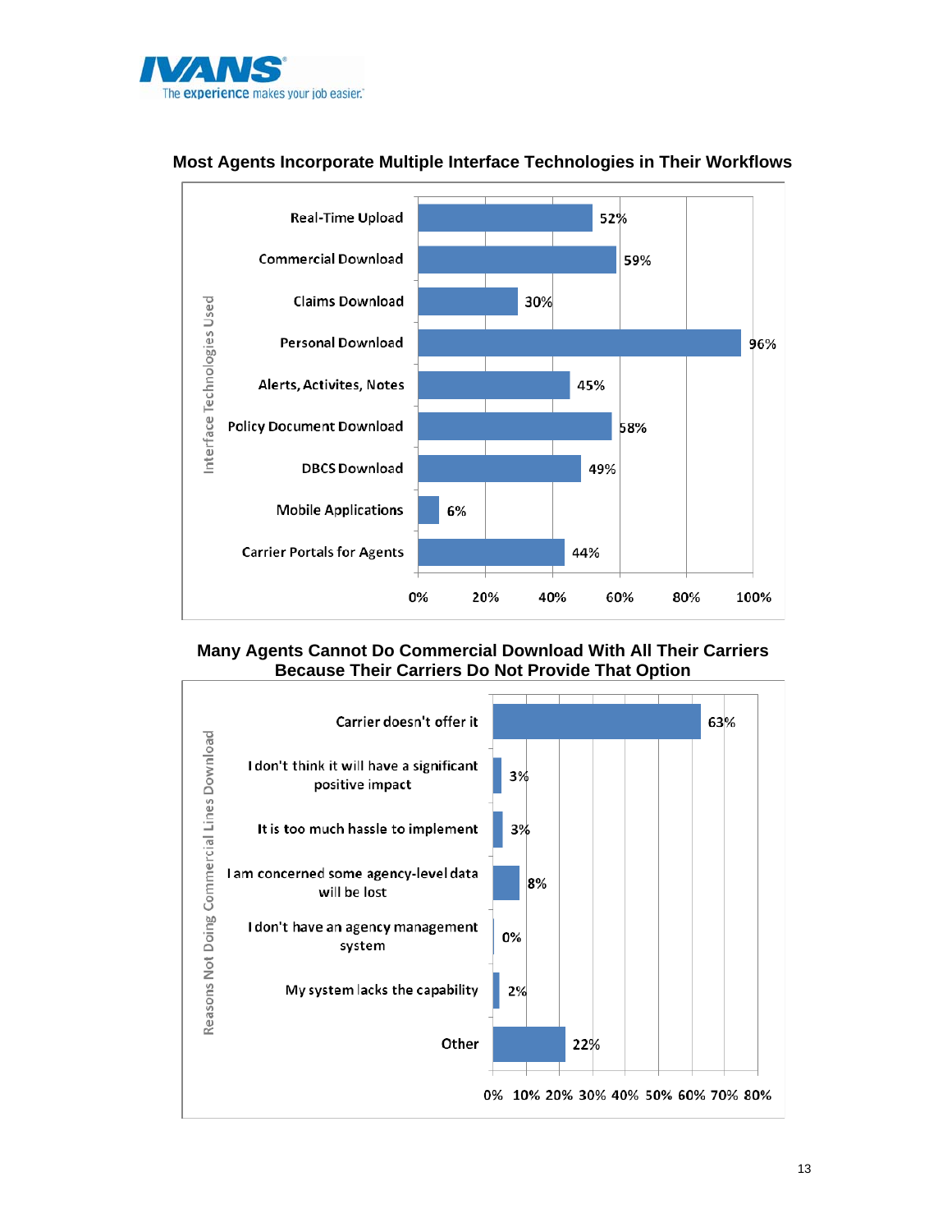## Most Agents Incorporate Multiple Interface Technologies in Their Workflows

| Interface Technologies Used | % |
|---|---|
| Real-Time Upload | 52% |
| Commercial Download | 59% |
| Claims Download | 30% |
| Personal Download | 96% |
| Alerts, Activites, Notes | 45% |
| Policy Document Download | 58% |
| DBCS Download | 49% |
| Mobile Applications | 6% |
| Carrier Portals for Agents | 44% |

## Many Agents Cannot Do Commercial Download With All Their Carriers Because Their Carriers Do Not Provide That Option

| Reasons Not Doing Commercial Lines Download | % |
|---|---|
| Carrier doesn't offer it | 63% |
| I don't think it will have a significant positive impact | 3% |
| It is too much hassle to implement | 3% |
| I am concerned some agency-level data will be lost | 8% |
| I don't have an agency management system | 0% |
| My system lacks the capability | 2% |
| Other | 22% |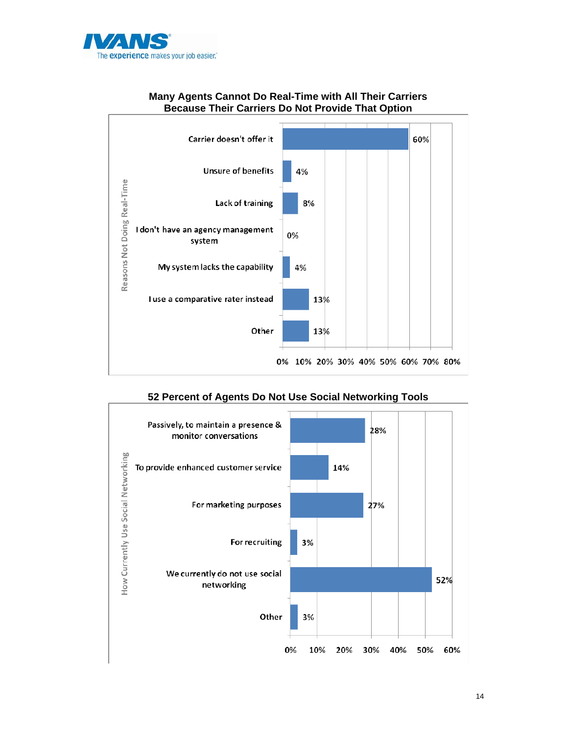**Many Agents Cannot Do Real-Time with All Their Carriers Because Their Carriers Do Not Provide That Option**

Reasons Not Doing Real-Time

Carrier doesn't offer it 60%
Unsure of benefits 4%
Lack of training 8%
I don't have an agency management system 0%
My system lacks the capability 4%
I use a comparative rater instead 13%
Other 13%

0% 10% 20% 30% 40% 50% 60% 70% 80%

**52 Percent of Agents Do Not Use Social Networking Tools**

How Currently Use Social Networking

Passively, to maintain a presence & monitor conversations 28%
To provide enhanced customer service 14%
For marketing purposes 27%
For recruiting 3%
We currently do not use social networking 52%
Other 3%

0% 10% 20% 30% 40% 50% 60%